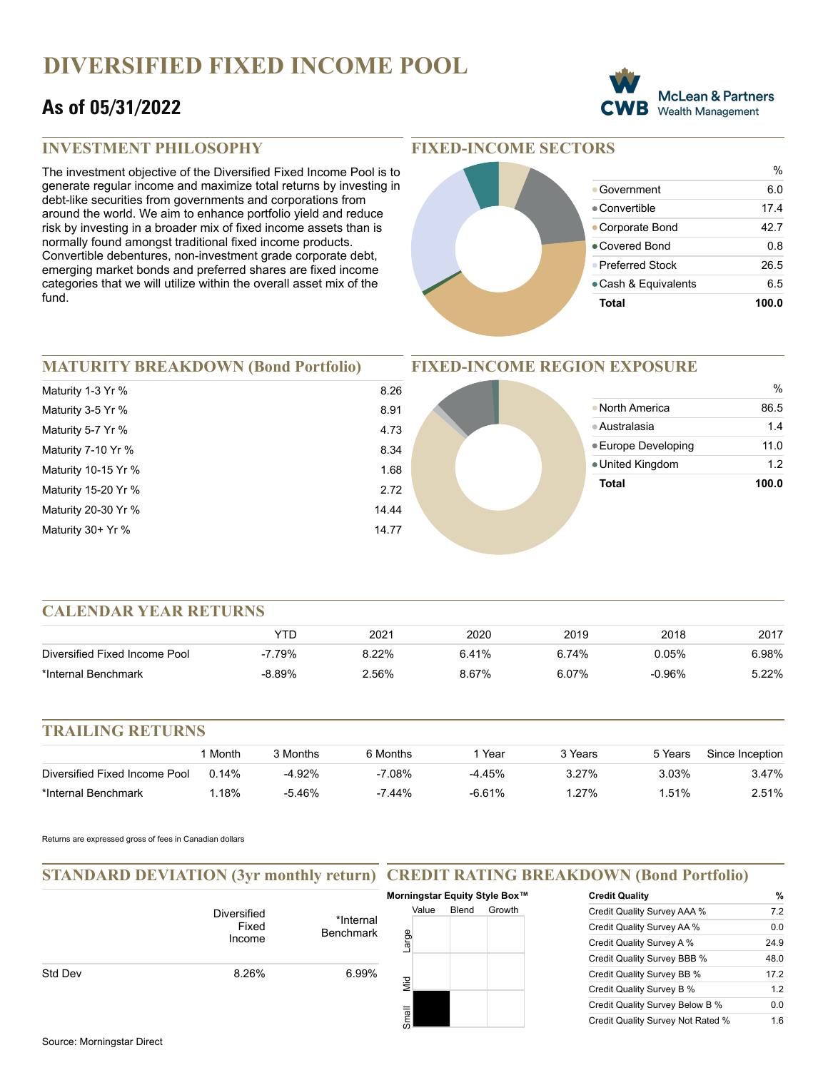# DIVERSIFIED FIXED INCOME POOL

## As of 05/31/2022

McLean & Partners Wealth Management

## INVESTMENT PHILOSOPHY

The investment objective of the Diversified Fixed Income Pool is to generate regular income and maximize total returns by investing in debt-like securities from governments and corporations from around the world. We aim to enhance portfolio yield and reduce risk by investing in a broader mix of fixed income assets than is normally found amongst traditional fixed income products. Convertible debentures, non-investment grade corporate debt, emerging market bonds and preferred shares are fixed income categories that we will utilize within the overall asset mix of the fund.

## FIXED-INCOME SECTORS

| | % |
|---|---|
| Government | 6.0 |
| Convertible | 17.4 |
| Corporate Bond | 42.7 |
| Covered Bond | 0.8 |
| Preferred Stock | 26.5 |
| Cash & Equivalents | 6.5 |
| **Total** | **100.0** |

## MATURITY BREAKDOWN (Bond Portfolio)

| | |
|---|---|
| Maturity 1-3 Yr % | 8.26 |
| Maturity 3-5 Yr % | 8.91 |
| Maturity 5-7 Yr % | 4.73 |
| Maturity 7-10 Yr % | 8.34 |
| Maturity 10-15 Yr % | 1.68 |
| Maturity 15-20 Yr % | 2.72 |
| Maturity 20-30 Yr % | 14.44 |
| Maturity 30+ Yr % | 14.77 |

## FIXED-INCOME REGION EXPOSURE

| | % |
|---|---|
| North America | 86.5 |
| Australasia | 1.4 |
| Europe Developing | 11.0 |
| United Kingdom | 1.2 |
| **Total** | **100.0** |

## CALENDAR YEAR RETURNS

| | YTD | 2021 | 2020 | 2019 | 2018 | 2017 |
|---|---|---|---|---|---|---|
| Diversified Fixed Income Pool | -7.79% | 8.22% | 6.41% | 6.74% | 0.05% | 6.98% |
| *Internal Benchmark | -8.89% | 2.56% | 8.67% | 6.07% | -0.96% | 5.22% |

## TRAILING RETURNS

| | 1 Month | 3 Months | 6 Months | 1 Year | 3 Years | 5 Years | Since Inception |
|---|---|---|---|---|---|---|---|
| Diversified Fixed Income Pool | 0.14% | -4.92% | -7.08% | -4.45% | 3.27% | 3.03% | 3.47% |
| *Internal Benchmark | 1.18% | -5.46% | -7.44% | -6.61% | 1.27% | 1.51% | 2.51% |

Returns are expressed gross of fees in Canadian dollars

## STANDARD DEVIATION (3yr monthly return)

| | Diversified Fixed Income | *Internal Benchmark |
|---|---|---|
| Std Dev | 8.26% | 6.99% |

## CREDIT RATING BREAKDOWN (Bond Portfolio)

**Morningstar Equity Style Box™**

| | Value | Blend | Growth |
|---|---|---|---|
| Large | | | |
| Mid | | | |
| Small | ■ | | |

| Credit Quality | % |
|---|---|
| Credit Quality Survey AAA % | 7.2 |
| Credit Quality Survey AA % | 0.0 |
| Credit Quality Survey A % | 24.9 |
| Credit Quality Survey BBB % | 48.0 |
| Credit Quality Survey BB % | 17.2 |
| Credit Quality Survey B % | 1.2 |
| Credit Quality Survey Below B % | 0.0 |
| Credit Quality Survey Not Rated % | 1.6 |

Source: Morningstar Direct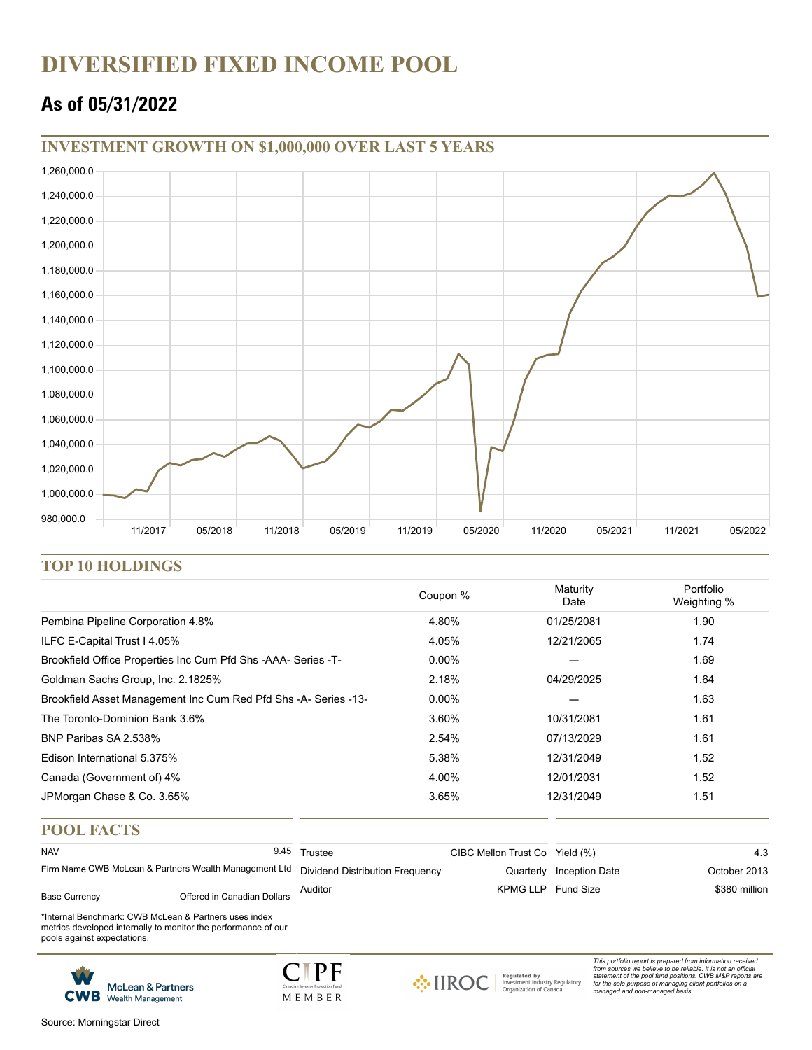# DIVERSIFIED FIXED INCOME POOL

## As of 05/31/2022

### INVESTMENT GROWTH ON $1,000,000 OVER LAST 5 YEARS

1,260,000.0
1,240,000.0
1,220,000.0
1,200,000.0
1,180,000.0
1,160,000.0
1,140,000.0
1,120,000.0
1,100,000.0
1,080,000.0
1,060,000.0
1,040,000.0
1,020,000.0
1,000,000.0
980,000.0

11/2017 05/2018 11/2018 05/2019 11/2019 05/2020 11/2020 05/2021 11/2021 05/2022

### TOP 10 HOLDINGS

| | Coupon % | Maturity Date | Portfolio Weighting % |
|---|---|---|---|
| Pembina Pipeline Corporation 4.8% | 4.80% | 01/25/2081 | 1.90 |
| ILFC E-Capital Trust I 4.05% | 4.05% | 12/21/2065 | 1.74 |
| Brookfield Office Properties Inc Cum Pfd Shs -AAA- Series -T- | 0.00% | — | 1.69 |
| Goldman Sachs Group, Inc. 2.1825% | 2.18% | 04/29/2025 | 1.64 |
| Brookfield Asset Management Inc Cum Red Pfd Shs -A- Series -13- | 0.00% | — | 1.63 |
| The Toronto-Dominion Bank 3.6% | 3.60% | 10/31/2081 | 1.61 |
| BNP Paribas SA 2.538% | 2.54% | 07/13/2029 | 1.61 |
| Edison International 5.375% | 5.38% | 12/31/2049 | 1.52 |
| Canada (Government of) 4% | 4.00% | 12/01/2031 | 1.52 |
| JPMorgan Chase & Co. 3.65% | 3.65% | 12/31/2049 | 1.51 |

### POOL FACTS

| | | | | | |
|---|---|---|---|---|---|
| NAV | 9.45 | Trustee | CIBC Mellon Trust Co | Yield (%) | 4.3 |
| Firm Name | CWB McLean & Partners Wealth Management Ltd | Dividend Distribution Frequency | Quarterly | Inception Date | October 2013 |
| Base Currency | Offered in Canadian Dollars | Auditor | KPMG LLP | Fund Size | $380 million |

*Internal Benchmark: CWB McLean & Partners uses index metrics developed internally to monitor the performance of our pools against expectations.

CWB McLean & Partners Wealth Management

CIPF Canadian Investor Protection Fund MEMBER

IIROC Regulated by Investment Industry Regulatory Organization of Canada

*This portfolio report is prepared from information received from sources we believe to be reliable. It is not an official statement of the pool fund positions. CWB M&P reports are for the sole purpose of managing client portfolios on a managed and non-managed basis.*

Source: Morningstar Direct